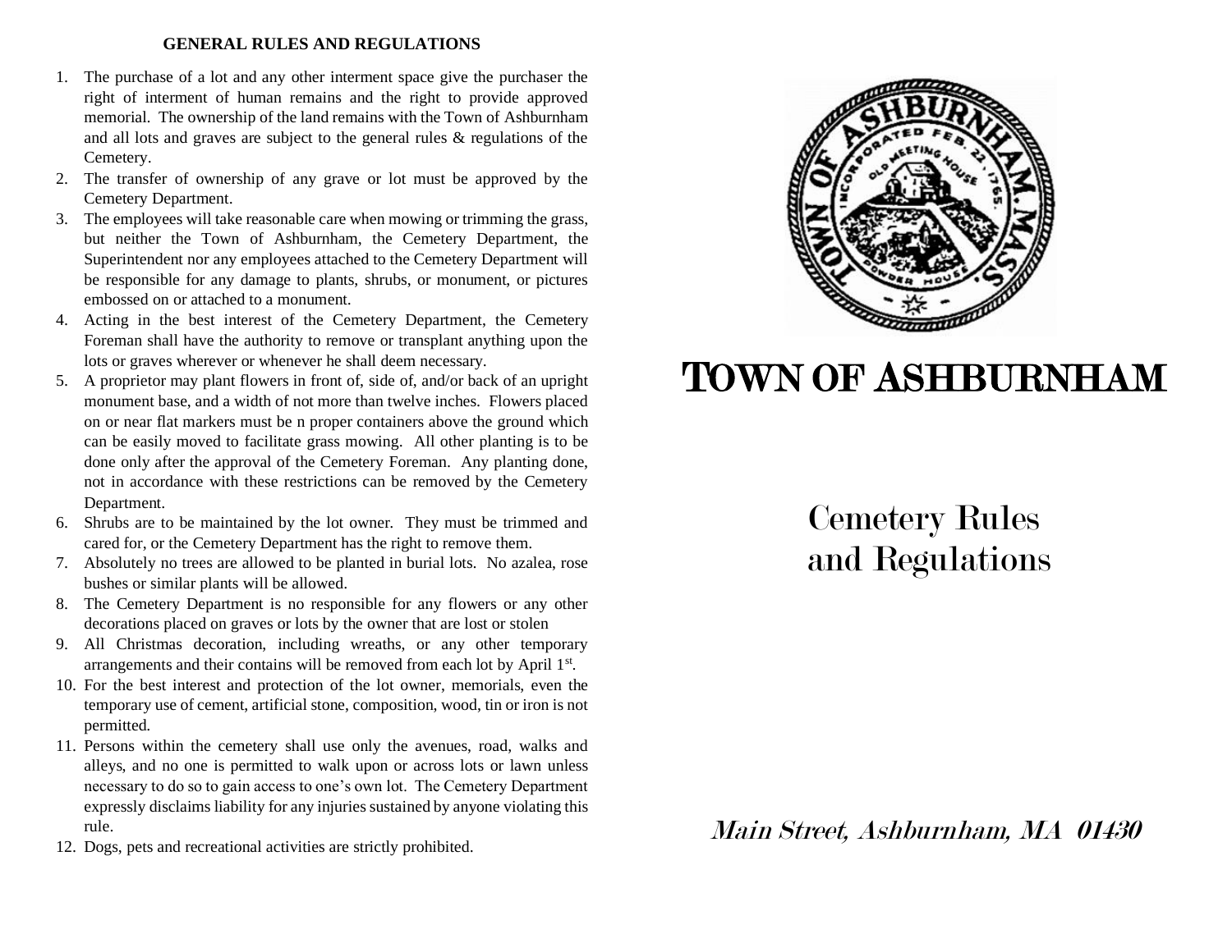## GENERAL RULES AND REGULATIONS

1. The purchase of a lot and any other interment space give the purchaser the right of interment of human remains and the right to provide approved memorial. The ownership of the land remains with the Town of Ashburnham and all lots and graves are subject to the general rules & regulations of the Cemetery.
2. The transfer of ownership of any grave or lot must be approved by the Cemetery Department.
3. The employees will take reasonable care when mowing or trimming the grass, but neither the Town of Ashburnham, the Cemetery Department, the Superintendent nor any employees attached to the Cemetery Department will be responsible for any damage to plants, shrubs, or monument, or pictures embossed on or attached to a monument.
4. Acting in the best interest of the Cemetery Department, the Cemetery Foreman shall have the authority to remove or transplant anything upon the lots or graves wherever or whenever he shall deem necessary.
5. A proprietor may plant flowers in front of, side of, and/or back of an upright monument base, and a width of not more than twelve inches. Flowers placed on or near flat markers must be n proper containers above the ground which can be easily moved to facilitate grass mowing. All other planting is to be done only after the approval of the Cemetery Foreman. Any planting done, not in accordance with these restrictions can be removed by the Cemetery Department.
6. Shrubs are to be maintained by the lot owner. They must be trimmed and cared for, or the Cemetery Department has the right to remove them.
7. Absolutely no trees are allowed to be planted in burial lots. No azalea, rose bushes or similar plants will be allowed.
8. The Cemetery Department is no responsible for any flowers or any other decorations placed on graves or lots by the owner that are lost or stolen
9. All Christmas decoration, including wreaths, or any other temporary arrangements and their contains will be removed from each lot by April 1st.
10. For the best interest and protection of the lot owner, memorials, even the temporary use of cement, artificial stone, composition, wood, tin or iron is not permitted.
11. Persons within the cemetery shall use only the avenues, road, walks and alleys, and no one is permitted to walk upon or across lots or lawn unless necessary to do so to gain access to one's own lot. The Cemetery Department expressly disclaims liability for any injuries sustained by anyone violating this rule.
12. Dogs, pets and recreational activities are strictly prohibited.

TOWN OF ASHBURNHAM MASS. INCORPORATED FEB. 22, 1765. OLD MEETING HOUSE POWDER HOUSE

# TOWN OF ASHBURNHAM

## Cemetery Rules and Regulations

*Main Street, Ashburnham, MA 01430*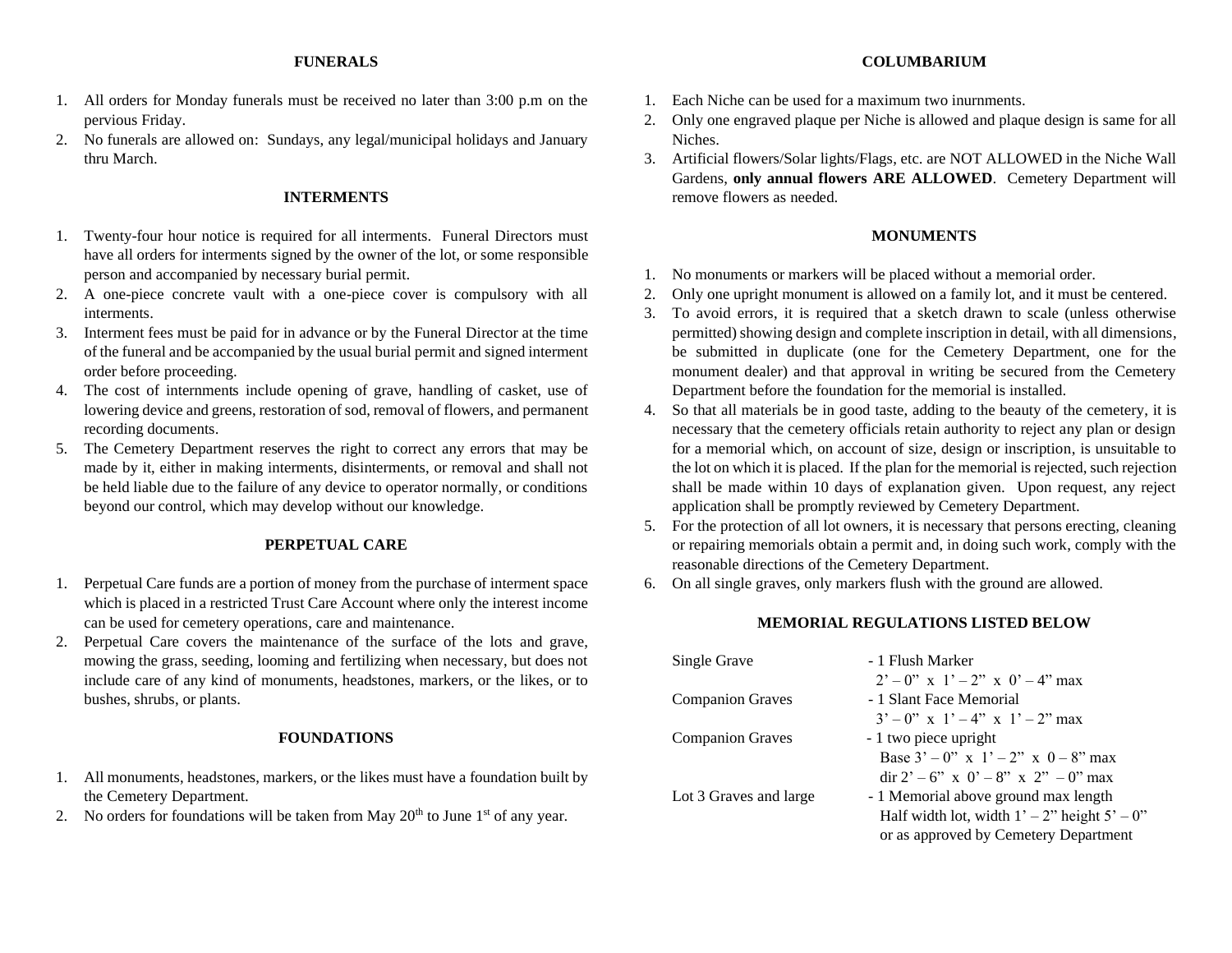## FUNERALS

1. All orders for Monday funerals must be received no later than 3:00 p.m on the pervious Friday.
2. No funerals are allowed on: Sundays, any legal/municipal holidays and January thru March.

## INTERMENTS

1. Twenty-four hour notice is required for all interments. Funeral Directors must have all orders for interments signed by the owner of the lot, or some responsible person and accompanied by necessary burial permit.
2. A one-piece concrete vault with a one-piece cover is compulsory with all interments.
3. Interment fees must be paid for in advance or by the Funeral Director at the time of the funeral and be accompanied by the usual burial permit and signed interment order before proceeding.
4. The cost of internments include opening of grave, handling of casket, use of lowering device and greens, restoration of sod, removal of flowers, and permanent recording documents.
5. The Cemetery Department reserves the right to correct any errors that may be made by it, either in making interments, disinterments, or removal and shall not be held liable due to the failure of any device to operator normally, or conditions beyond our control, which may develop without our knowledge.

## PERPETUAL CARE

1. Perpetual Care funds are a portion of money from the purchase of interment space which is placed in a restricted Trust Care Account where only the interest income can be used for cemetery operations, care and maintenance.
2. Perpetual Care covers the maintenance of the surface of the lots and grave, mowing the grass, seeding, looming and fertilizing when necessary, but does not include care of any kind of monuments, headstones, markers, or the likes, or to bushes, shrubs, or plants.

## FOUNDATIONS

1. All monuments, headstones, markers, or the likes must have a foundation built by the Cemetery Department.
2. No orders for foundations will be taken from May 20th to June 1st of any year.

## COLUMBARIUM

1. Each Niche can be used for a maximum two inurnments.
2. Only one engraved plaque per Niche is allowed and plaque design is same for all Niches.
3. Artificial flowers/Solar lights/Flags, etc. are NOT ALLOWED in the Niche Wall Gardens, **only annual flowers ARE ALLOWED**. Cemetery Department will remove flowers as needed.

## MONUMENTS

1. No monuments or markers will be placed without a memorial order.
2. Only one upright monument is allowed on a family lot, and it must be centered.
3. To avoid errors, it is required that a sketch drawn to scale (unless otherwise permitted) showing design and complete inscription in detail, with all dimensions, be submitted in duplicate (one for the Cemetery Department, one for the monument dealer) and that approval in writing be secured from the Cemetery Department before the foundation for the memorial is installed.
4. So that all materials be in good taste, adding to the beauty of the cemetery, it is necessary that the cemetery officials retain authority to reject any plan or design for a memorial which, on account of size, design or inscription, is unsuitable to the lot on which it is placed. If the plan for the memorial is rejected, such rejection shall be made within 10 days of explanation given. Upon request, any reject application shall be promptly reviewed by Cemetery Department.
5. For the protection of all lot owners, it is necessary that persons erecting, cleaning or repairing memorials obtain a permit and, in doing such work, comply with the reasonable directions of the Cemetery Department.
6. On all single graves, only markers flush with the ground are allowed.

## MEMORIAL REGULATIONS LISTED BELOW

| | |
|---|---|
| Single Grave | - 1 Flush Marker<br>2' – 0" x 1' – 2" x 0' – 4" max |
| Companion Graves | - 1 Slant Face Memorial<br>3' – 0" x 1' – 4" x 1' – 2" max |
| Companion Graves | - 1 two piece upright<br>Base 3' – 0" x 1' – 2" x 0 – 8" max<br>dir 2' – 6" x 0' – 8" x 2" – 0" max |
| Lot 3 Graves and large | - 1 Memorial above ground max length<br>Half width lot, width 1' – 2" height 5' – 0"<br>or as approved by Cemetery Department |